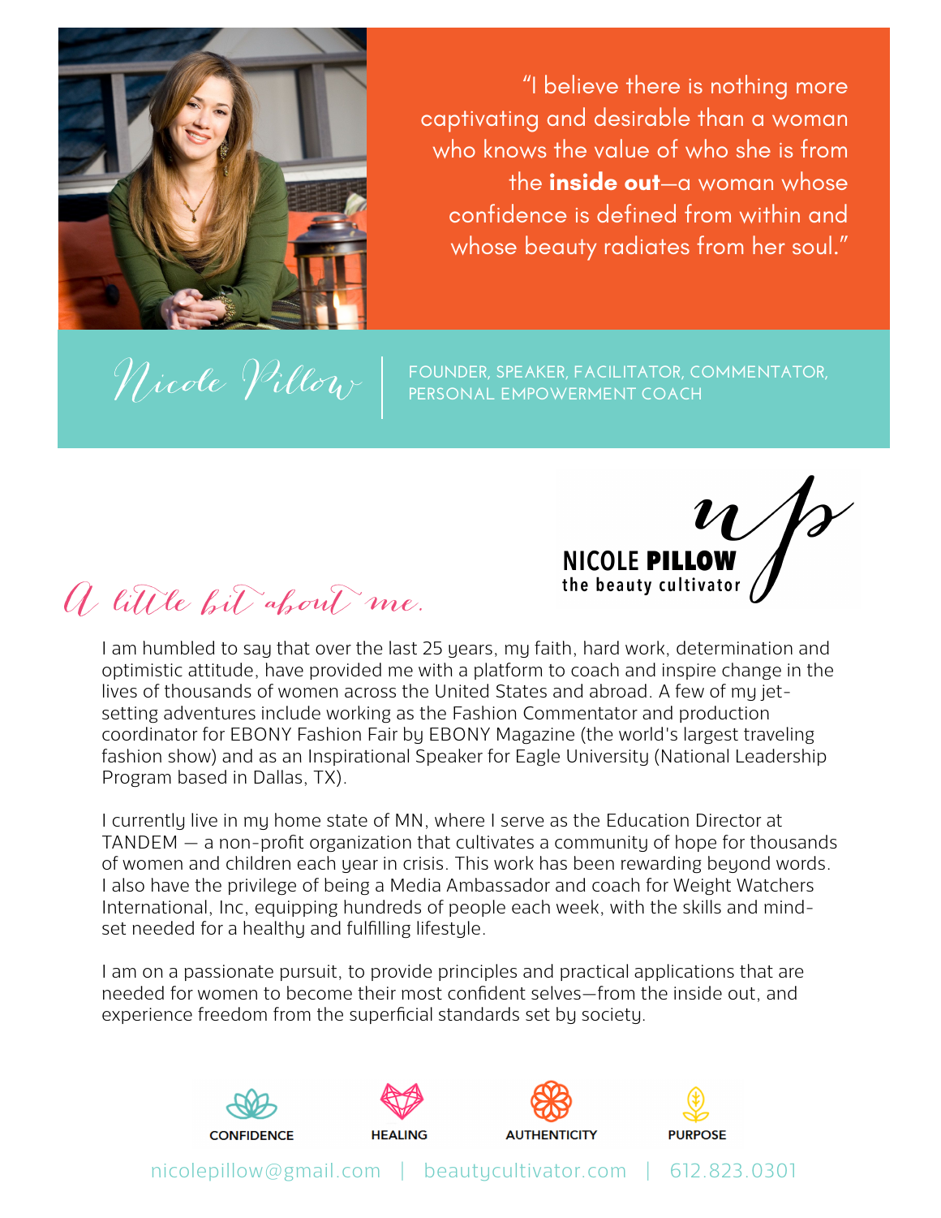> "I believe there is nothing more captivating and desirable than a woman who knows the value of who she is from the **inside out**—a woman whose confidence is defined from within and whose beauty radiates from her soul."

# Nicole Pillow

FOUNDER, SPEAKER, FACILITATOR, COMMENTATOR, PERSONAL EMPOWERMENT COACH

NICOLE **PILLOW** up
the beauty cultivator

## *A little bit about me.*

I am humbled to say that over the last 25 years, my faith, hard work, determination and optimistic attitude, have provided me with a platform to coach and inspire change in the lives of thousands of women across the United States and abroad. A few of my jet-setting adventures include working as the Fashion Commentator and production coordinator for EBONY Fashion Fair by EBONY Magazine (the world's largest traveling fashion show) and as an Inspirational Speaker for Eagle University (National Leadership Program based in Dallas, TX).

I currently live in my home state of MN, where I serve as the Education Director at TANDEM — a non-profit organization that cultivates a community of hope for thousands of women and children each year in crisis. This work has been rewarding beyond words. I also have the privilege of being a Media Ambassador and coach for Weight Watchers International, Inc, equipping hundreds of people each week, with the skills and mind-set needed for a healthy and fulfilling lifestyle.

I am on a passionate pursuit, to provide principles and practical applications that are needed for women to become their most confident selves—from the inside out, and experience freedom from the superficial standards set by society.

CONFIDENCE | HEALING | AUTHENTICITY | PURPOSE

nicolepillow@gmail.com | beautycultivator.com | 612.823.0301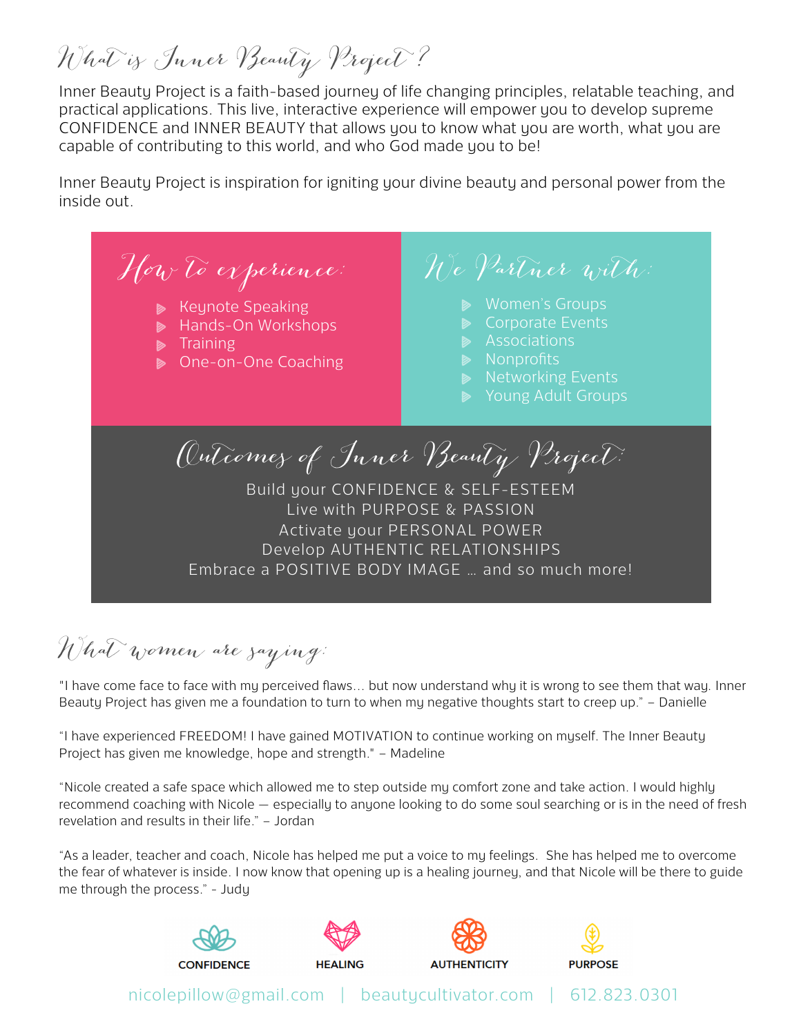## What is Inner Beauty Project?

Inner Beauty Project is a faith-based journey of life changing principles, relatable teaching, and practical applications. This live, interactive experience will empower you to develop supreme CONFIDENCE and INNER BEAUTY that allows you to know what you are worth, what you are capable of contributing to this world, and who God made you to be!

Inner Beauty Project is inspiration for igniting your divine beauty and personal power from the inside out.

### How to experience:

- Keynote Speaking
- Hands-On Workshops
- Training
- One-on-One Coaching

### We Partner with:

- Women's Groups
- Corporate Events
- Associations
- Nonprofits
- Networking Events
- Young Adult Groups

### Outcomes of Inner Beauty Project:

Build your CONFIDENCE & SELF-ESTEEM
Live with PURPOSE & PASSION
Activate your PERSONAL POWER
Develop AUTHENTIC RELATIONSHIPS
Embrace a POSITIVE BODY IMAGE … and so much more!

## What women are saying:

"I have come face to face with my perceived flaws… but now understand why it is wrong to see them that way. Inner Beauty Project has given me a foundation to turn to when my negative thoughts start to creep up." – Danielle

"I have experienced FREEDOM! I have gained MOTIVATION to continue working on myself. The Inner Beauty Project has given me knowledge, hope and strength." – Madeline

"Nicole created a safe space which allowed me to step outside my comfort zone and take action. I would highly recommend coaching with Nicole — especially to anyone looking to do some soul searching or is in the need of fresh revelation and results in their life." – Jordan

"As a leader, teacher and coach, Nicole has helped me put a voice to my feelings. She has helped me to overcome the fear of whatever is inside. I now know that opening up is a healing journey, and that Nicole will be there to guide me through the process." - Judy

CONFIDENCE HEALING AUTHENTICITY PURPOSE

nicolepillow@gmail.com | beautycultivator.com | 612.823.0301